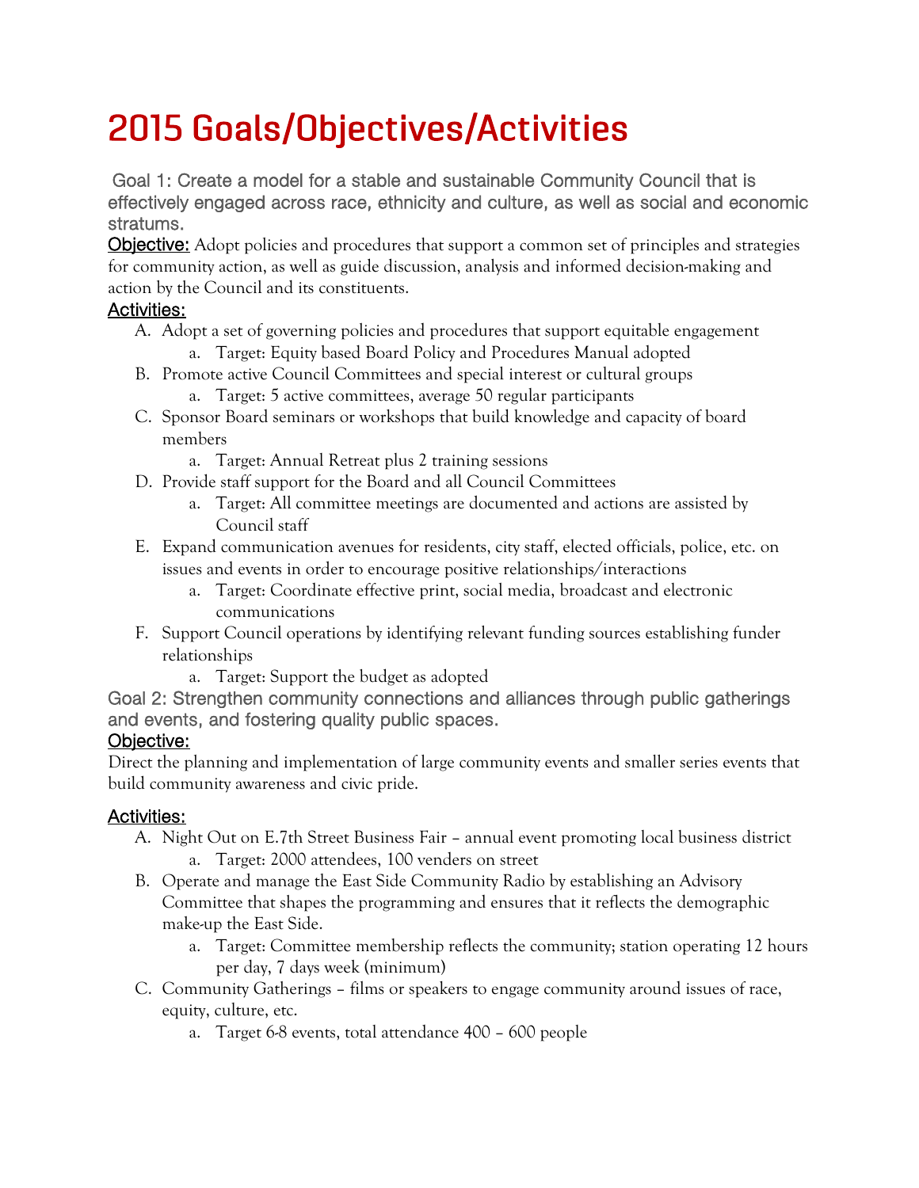# 2015 Goals/Objectives/Activities

Goal 1: Create a model for a stable and sustainable Community Council that is effectively engaged across race, ethnicity and culture, as well as social and economic stratums.

<u>Objective:</u> Adopt policies and procedures that support a common set of principles and strategies for community action, as well as guide discussion, analysis and informed decision-making and action by the Council and its constituents.

<u>Activities:</u>

A. Adopt a set of governing policies and procedures that support equitable engagement
   a. Target: Equity based Board Policy and Procedures Manual adopted
B. Promote active Council Committees and special interest or cultural groups
   a. Target: 5 active committees, average 50 regular participants
C. Sponsor Board seminars or workshops that build knowledge and capacity of board members
   a. Target: Annual Retreat plus 2 training sessions
D. Provide staff support for the Board and all Council Committees
   a. Target: All committee meetings are documented and actions are assisted by Council staff
E. Expand communication avenues for residents, city staff, elected officials, police, etc. on issues and events in order to encourage positive relationships/interactions
   a. Target: Coordinate effective print, social media, broadcast and electronic communications
F. Support Council operations by identifying relevant funding sources establishing funder relationships
   a. Target: Support the budget as adopted

Goal 2: Strengthen community connections and alliances through public gatherings and events, and fostering quality public spaces.

<u>Objective:</u>

Direct the planning and implementation of large community events and smaller series events that build community awareness and civic pride.

<u>Activities:</u>

A. Night Out on E.7th Street Business Fair – annual event promoting local business district
   a. Target: 2000 attendees, 100 venders on street
B. Operate and manage the East Side Community Radio by establishing an Advisory Committee that shapes the programming and ensures that it reflects the demographic make-up the East Side.
   a. Target: Committee membership reflects the community; station operating 12 hours per day, 7 days week (minimum)
C. Community Gatherings – films or speakers to engage community around issues of race, equity, culture, etc.
   a. Target 6-8 events, total attendance 400 – 600 people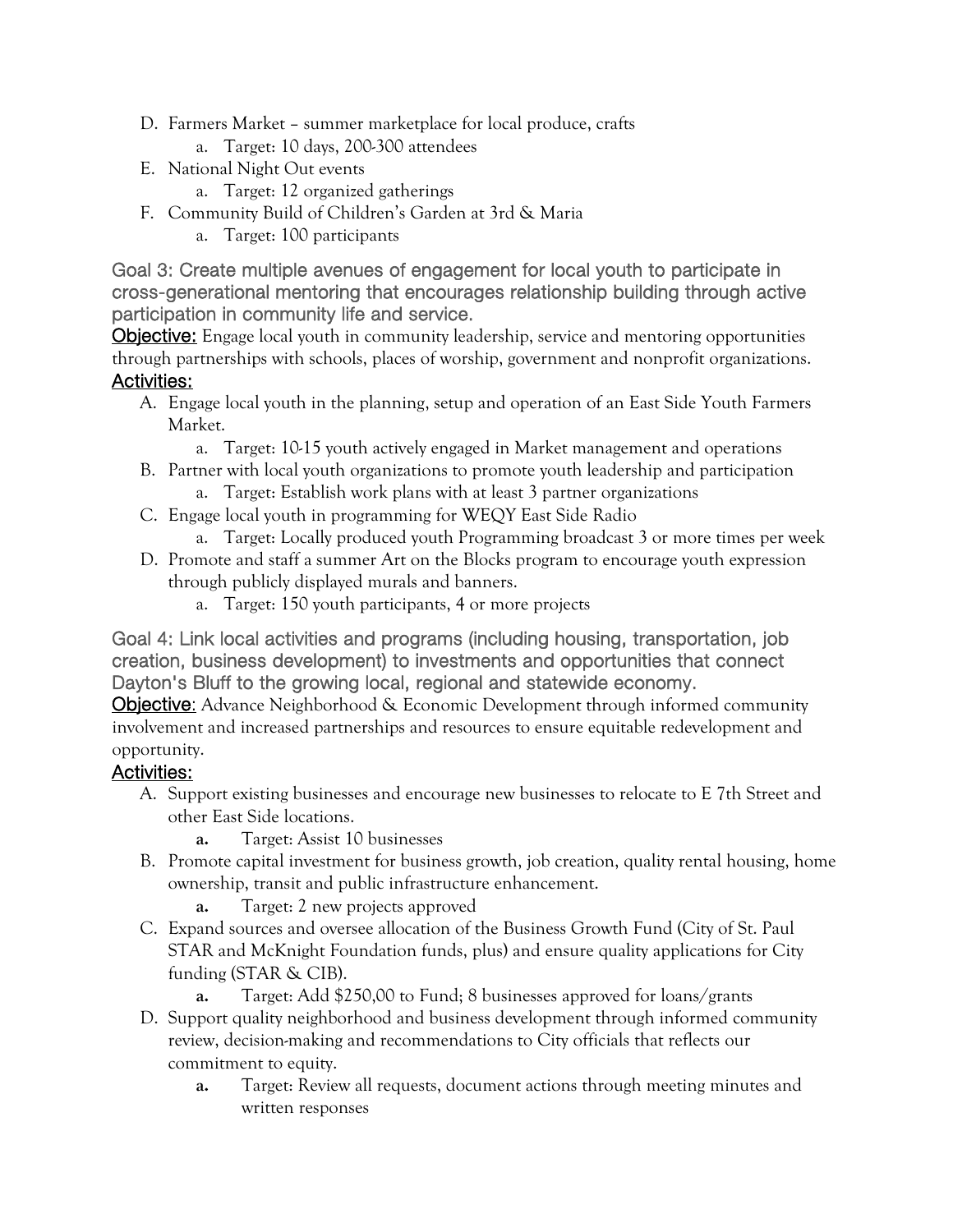D. Farmers Market – summer marketplace for local produce, crafts
    a. Target: 10 days, 200-300 attendees
E. National Night Out events
    a. Target: 12 organized gatherings
F. Community Build of Children's Garden at 3rd & Maria
    a. Target: 100 participants

### Goal 3: Create multiple avenues of engagement for local youth to participate in cross-generational mentoring that encourages relationship building through active participation in community life and service.

**Objective:** Engage local youth in community leadership, service and mentoring opportunities through partnerships with schools, places of worship, government and nonprofit organizations.

**Activities:**

A. Engage local youth in the planning, setup and operation of an East Side Youth Farmers Market.
    a. Target: 10-15 youth actively engaged in Market management and operations
B. Partner with local youth organizations to promote youth leadership and participation
    a. Target: Establish work plans with at least 3 partner organizations
C. Engage local youth in programming for WEQY East Side Radio
    a. Target: Locally produced youth Programming broadcast 3 or more times per week
D. Promote and staff a summer Art on the Blocks program to encourage youth expression through publicly displayed murals and banners.
    a. Target: 150 youth participants, 4 or more projects

### Goal 4: Link local activities and programs (including housing, transportation, job creation, business development) to investments and opportunities that connect Dayton's Bluff to the growing local, regional and statewide economy.

**Objective**: Advance Neighborhood & Economic Development through informed community involvement and increased partnerships and resources to ensure equitable redevelopment and opportunity.

**Activities:**

A. Support existing businesses and encourage new businesses to relocate to E 7th Street and other East Side locations.
    a. Target: Assist 10 businesses
B. Promote capital investment for business growth, job creation, quality rental housing, home ownership, transit and public infrastructure enhancement.
    a. Target: 2 new projects approved
C. Expand sources and oversee allocation of the Business Growth Fund (City of St. Paul STAR and McKnight Foundation funds, plus) and ensure quality applications for City funding (STAR & CIB).
    a. Target: Add $250,00 to Fund; 8 businesses approved for loans/grants
D. Support quality neighborhood and business development through informed community review, decision-making and recommendations to City officials that reflects our commitment to equity.
    a. Target: Review all requests, document actions through meeting minutes and written responses